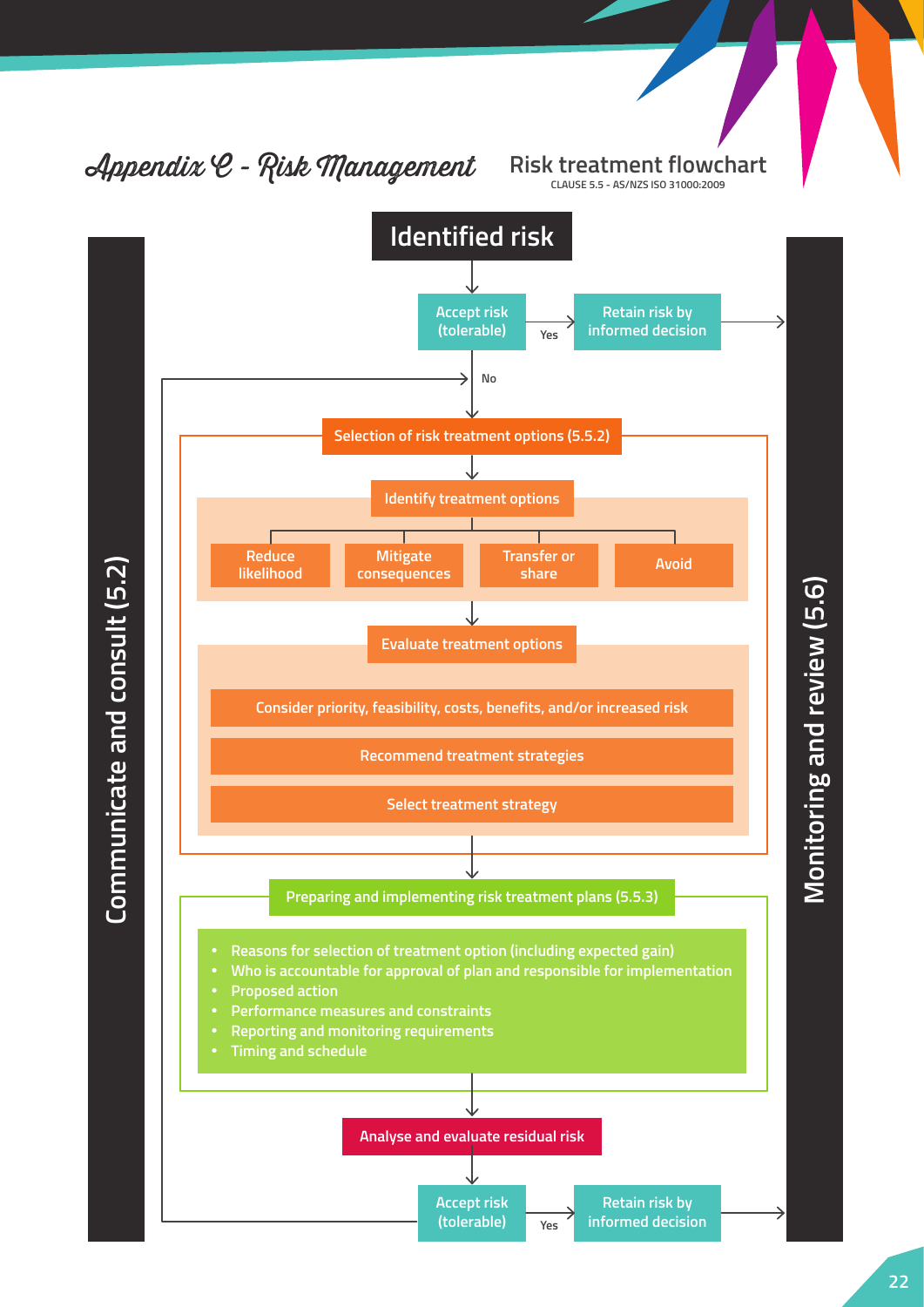# Appendix C - Risk Management

## Risk treatment flowchart

CLAUSE 5.5 - AS/NZS ISO 31000:2009

**Communicate and consult (5.2)**

**Identified risk**

Accept risk (tolerable) → Yes → Retain risk by informed decision

No

**Selection of risk treatment options (5.5.2)**

Identify treatment options

- Reduce likelihood
- Mitigate consequences
- Transfer or share
- Avoid

Evaluate treatment options

- Consider priority, feasibility, costs, benefits, and/or increased risk
- Recommend treatment strategies
- Select treatment strategy

**Preparing and implementing risk treatment plans (5.5.3)**

- Reasons for selection of treatment option (including expected gain)
- Who is accountable for approval of plan and responsible for implementation
- Proposed action
- Performance measures and constraints
- Reporting and monitoring requirements
- Timing and schedule

**Analyse and evaluate residual risk**

Accept risk (tolerable) → Yes → Retain risk by informed decision

**Monitoring and review (5.6)**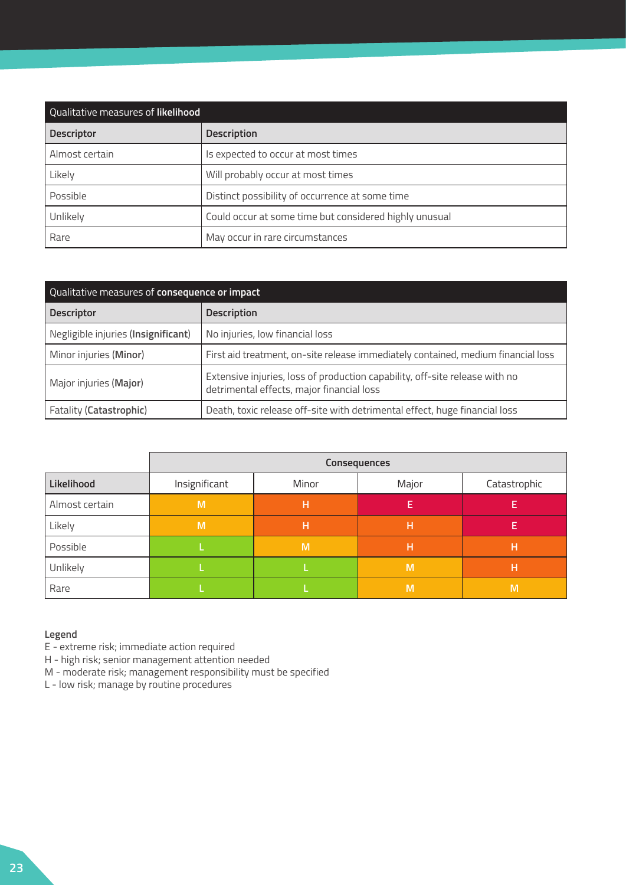| Qualitative measures of **likelihood** | |
|---|---|
| **Descriptor** | **Description** |
| Almost certain | Is expected to occur at most times |
| Likely | Will probably occur at most times |
| Possible | Distinct possibility of occurrence at some time |
| Unlikely | Could occur at some time but considered highly unusual |
| Rare | May occur in rare circumstances |

| Qualitative measures of **consequence or impact** | |
|---|---|
| **Descriptor** | **Description** |
| Negligible injuries (**Insignificant**) | No injuries, low financial loss |
| Minor injuries (**Minor**) | First aid treatment, on-site release immediately contained, medium financial loss |
| Major injuries (**Major**) | Extensive injuries, loss of production capability, off-site release with no detrimental effects, major financial loss |
| Fatality (**Catastrophic**) | Death, toxic release off-site with detrimental effect, huge financial loss |

| | **Consequences** | | | |
|---|---|---|---|---|
| **Likelihood** | Insignificant | Minor | Major | Catastrophic |
| Almost certain | M | H | E | E |
| Likely | M | H | H | E |
| Possible | L | M | H | H |
| Unlikely | L | L | M | H |
| Rare | L | L | M | M |

**Legend**

E - extreme risk; immediate action required
H - high risk; senior management attention needed
M - moderate risk; management responsibility must be specified
L - low risk; manage by routine procedures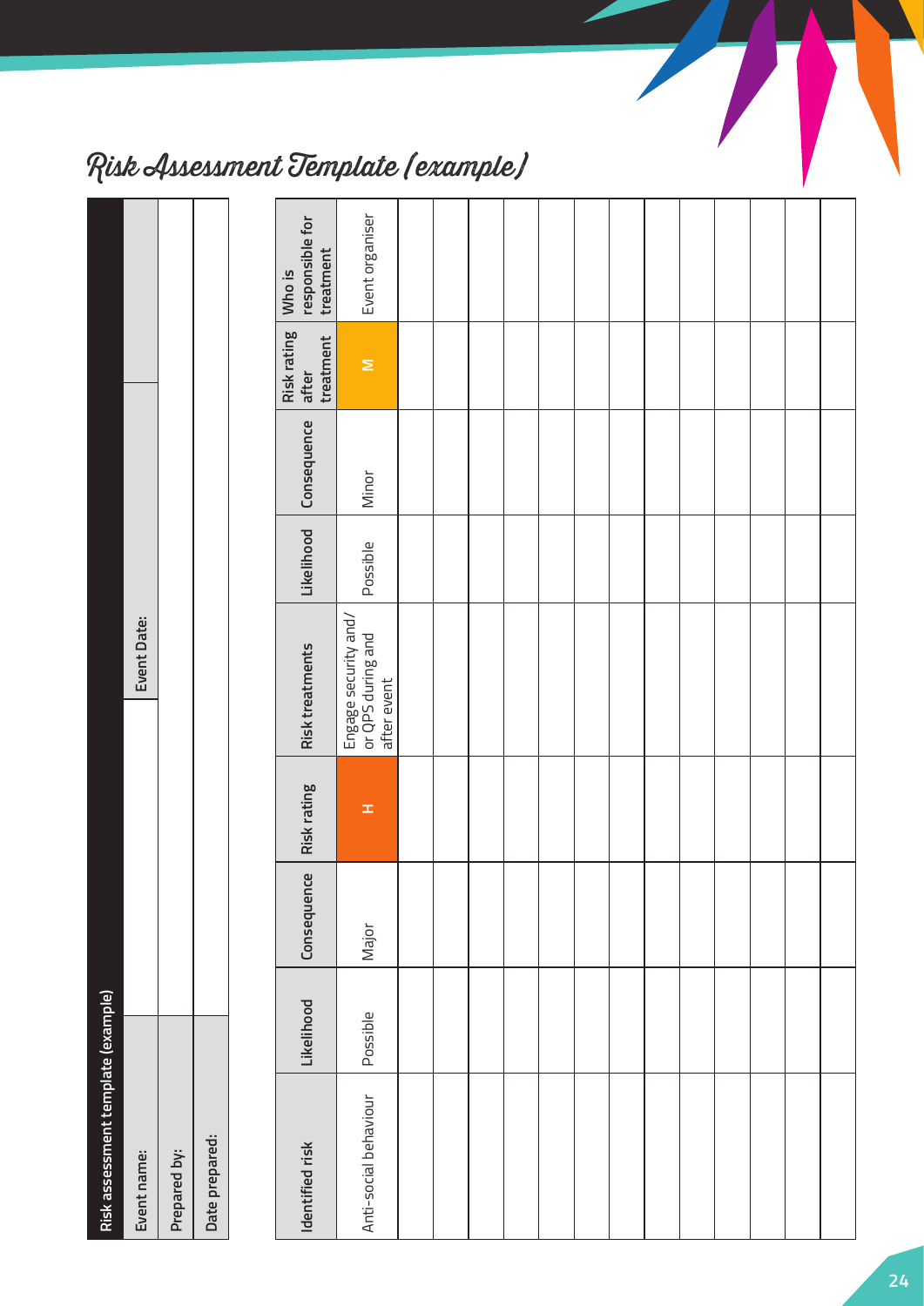# Risk Assessment Template (example)

| Risk assessment template (example) | | | |
|---|---|---|---|
| Event name: | | Event Date: | |
| Prepared by: | | | |
| Date prepared: | | | |

| Identified risk | Likelihood | Consequence | Risk rating | Risk treatments | Likelihood | Consequence | Risk rating after treatment | Who is responsible for treatment |
|---|---|---|---|---|---|---|---|---|
| Anti-social behaviour | Possible | Major | H | Engage security and/or QPS during and after event | Possible | Minor | M | Event organiser |
| | | | | | | | | |
| | | | | | | | | |
| | | | | | | | | |
| | | | | | | | | |
| | | | | | | | | |
| | | | | | | | | |
| | | | | | | | | |
| | | | | | | | | |
| | | | | | | | | |
| | | | | | | | | |
| | | | | | | | | |
| | | | | | | | | |